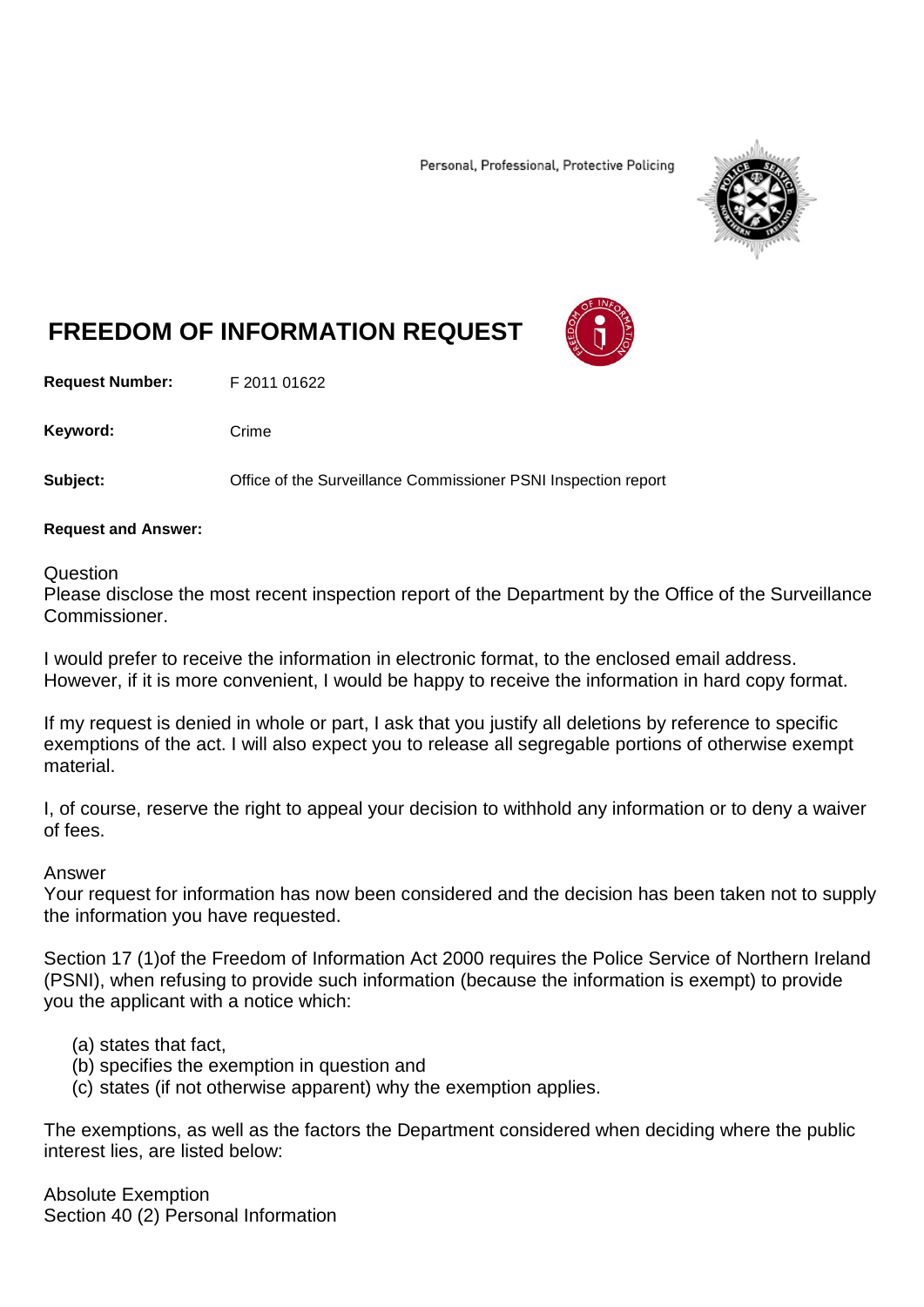Personal, Professional, Protective Policing

# FREEDOM OF INFORMATION REQUEST

**Request Number:** F 2011 01622

**Keyword:** Crime

**Subject:** Office of the Surveillance Commissioner PSNI Inspection report

**Request and Answer:**

Question
Please disclose the most recent inspection report of the Department by the Office of the Surveillance Commissioner.

I would prefer to receive the information in electronic format, to the enclosed email address. However, if it is more convenient, I would be happy to receive the information in hard copy format.

If my request is denied in whole or part, I ask that you justify all deletions by reference to specific exemptions of the act. I will also expect you to release all segregable portions of otherwise exempt material.

I, of course, reserve the right to appeal your decision to withhold any information or to deny a waiver of fees.

Answer
Your request for information has now been considered and the decision has been taken not to supply the information you have requested.

Section 17 (1)of the Freedom of Information Act 2000 requires the Police Service of Northern Ireland (PSNI), when refusing to provide such information (because the information is exempt) to provide you the applicant with a notice which:

(a) states that fact,
(b) specifies the exemption in question and
(c) states (if not otherwise apparent) why the exemption applies.

The exemptions, as well as the factors the Department considered when deciding where the public interest lies, are listed below:

Absolute Exemption
Section 40 (2) Personal Information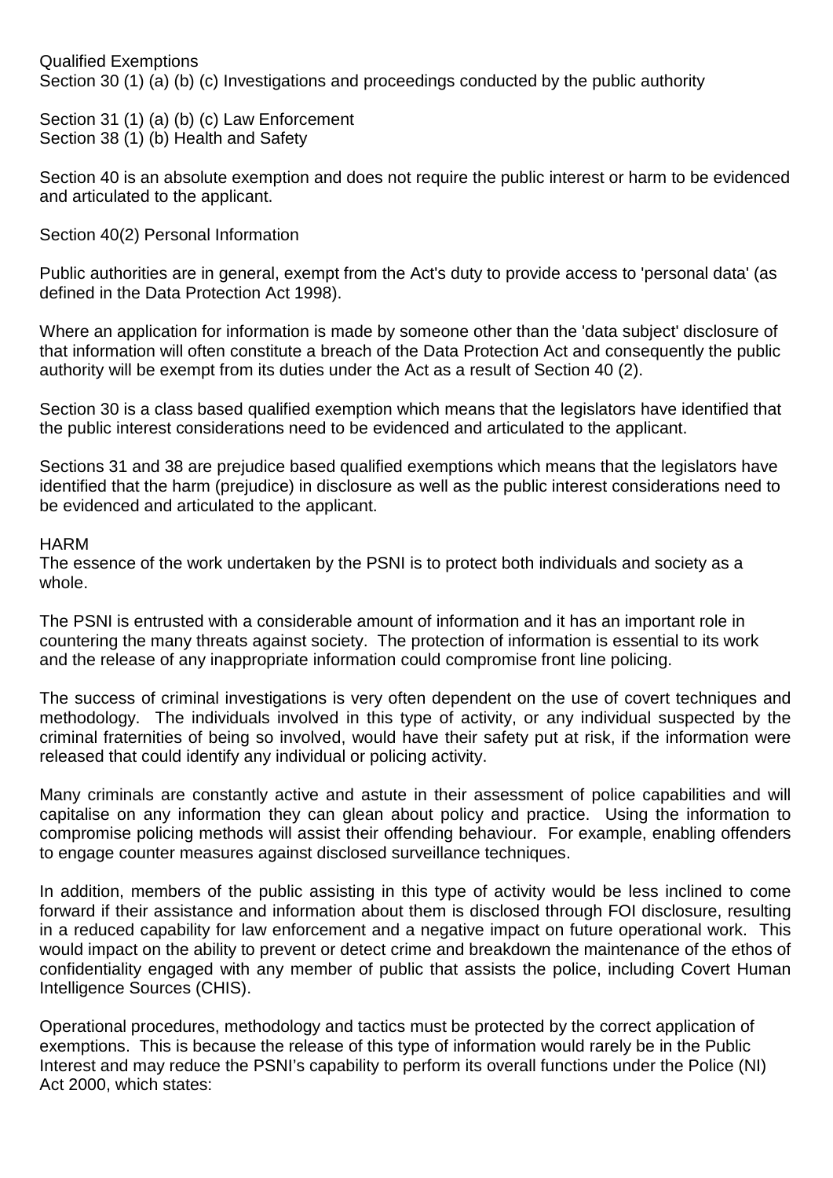Qualified Exemptions
Section 30 (1) (a) (b) (c) Investigations and proceedings conducted by the public authority

Section 31 (1) (a) (b) (c) Law Enforcement
Section 38 (1) (b) Health and Safety

Section 40 is an absolute exemption and does not require the public interest or harm to be evidenced and articulated to the applicant.

Section 40(2) Personal Information

Public authorities are in general, exempt from the Act's duty to provide access to 'personal data' (as defined in the Data Protection Act 1998).

Where an application for information is made by someone other than the 'data subject' disclosure of that information will often constitute a breach of the Data Protection Act and consequently the public authority will be exempt from its duties under the Act as a result of Section 40 (2).

Section 30 is a class based qualified exemption which means that the legislators have identified that the public interest considerations need to be evidenced and articulated to the applicant.

Sections 31 and 38 are prejudice based qualified exemptions which means that the legislators have identified that the harm (prejudice) in disclosure as well as the public interest considerations need to be evidenced and articulated to the applicant.

HARM
The essence of the work undertaken by the PSNI is to protect both individuals and society as a whole.

The PSNI is entrusted with a considerable amount of information and it has an important role in countering the many threats against society. The protection of information is essential to its work and the release of any inappropriate information could compromise front line policing.

The success of criminal investigations is very often dependent on the use of covert techniques and methodology. The individuals involved in this type of activity, or any individual suspected by the criminal fraternities of being so involved, would have their safety put at risk, if the information were released that could identify any individual or policing activity.

Many criminals are constantly active and astute in their assessment of police capabilities and will capitalise on any information they can glean about policy and practice. Using the information to compromise policing methods will assist their offending behaviour. For example, enabling offenders to engage counter measures against disclosed surveillance techniques.

In addition, members of the public assisting in this type of activity would be less inclined to come forward if their assistance and information about them is disclosed through FOI disclosure, resulting in a reduced capability for law enforcement and a negative impact on future operational work. This would impact on the ability to prevent or detect crime and breakdown the maintenance of the ethos of confidentiality engaged with any member of public that assists the police, including Covert Human Intelligence Sources (CHIS).

Operational procedures, methodology and tactics must be protected by the correct application of exemptions. This is because the release of this type of information would rarely be in the Public Interest and may reduce the PSNI's capability to perform its overall functions under the Police (NI) Act 2000, which states: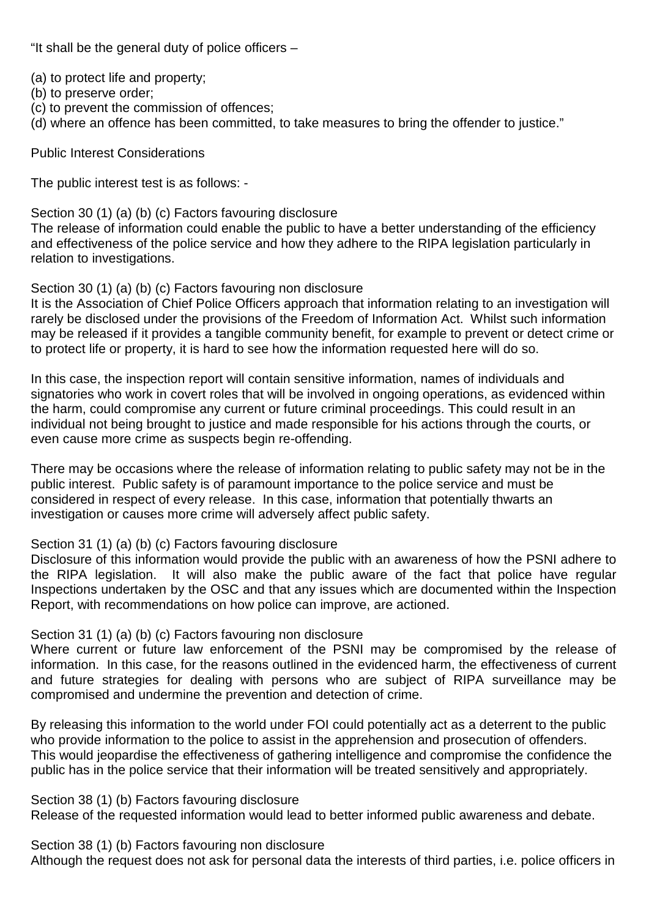"It shall be the general duty of police officers –

(a) to protect life and property;
(b) to preserve order;
(c) to prevent the commission of offences;
(d) where an offence has been committed, to take measures to bring the offender to justice."

Public Interest Considerations

The public interest test is as follows: -

Section 30 (1) (a) (b) (c) Factors favouring disclosure
The release of information could enable the public to have a better understanding of the efficiency and effectiveness of the police service and how they adhere to the RIPA legislation particularly in relation to investigations.

Section 30 (1) (a) (b) (c) Factors favouring non disclosure
It is the Association of Chief Police Officers approach that information relating to an investigation will rarely be disclosed under the provisions of the Freedom of Information Act. Whilst such information may be released if it provides a tangible community benefit, for example to prevent or detect crime or to protect life or property, it is hard to see how the information requested here will do so.

In this case, the inspection report will contain sensitive information, names of individuals and signatories who work in covert roles that will be involved in ongoing operations, as evidenced within the harm, could compromise any current or future criminal proceedings. This could result in an individual not being brought to justice and made responsible for his actions through the courts, or even cause more crime as suspects begin re-offending.

There may be occasions where the release of information relating to public safety may not be in the public interest. Public safety is of paramount importance to the police service and must be considered in respect of every release. In this case, information that potentially thwarts an investigation or causes more crime will adversely affect public safety.

Section 31 (1) (a) (b) (c) Factors favouring disclosure
Disclosure of this information would provide the public with an awareness of how the PSNI adhere to the RIPA legislation. It will also make the public aware of the fact that police have regular Inspections undertaken by the OSC and that any issues which are documented within the Inspection Report, with recommendations on how police can improve, are actioned.

Section 31 (1) (a) (b) (c) Factors favouring non disclosure
Where current or future law enforcement of the PSNI may be compromised by the release of information. In this case, for the reasons outlined in the evidenced harm, the effectiveness of current and future strategies for dealing with persons who are subject of RIPA surveillance may be compromised and undermine the prevention and detection of crime.

By releasing this information to the world under FOI could potentially act as a deterrent to the public who provide information to the police to assist in the apprehension and prosecution of offenders. This would jeopardise the effectiveness of gathering intelligence and compromise the confidence the public has in the police service that their information will be treated sensitively and appropriately.

Section 38 (1) (b) Factors favouring disclosure
Release of the requested information would lead to better informed public awareness and debate.

Section 38 (1) (b) Factors favouring non disclosure
Although the request does not ask for personal data the interests of third parties, i.e. police officers in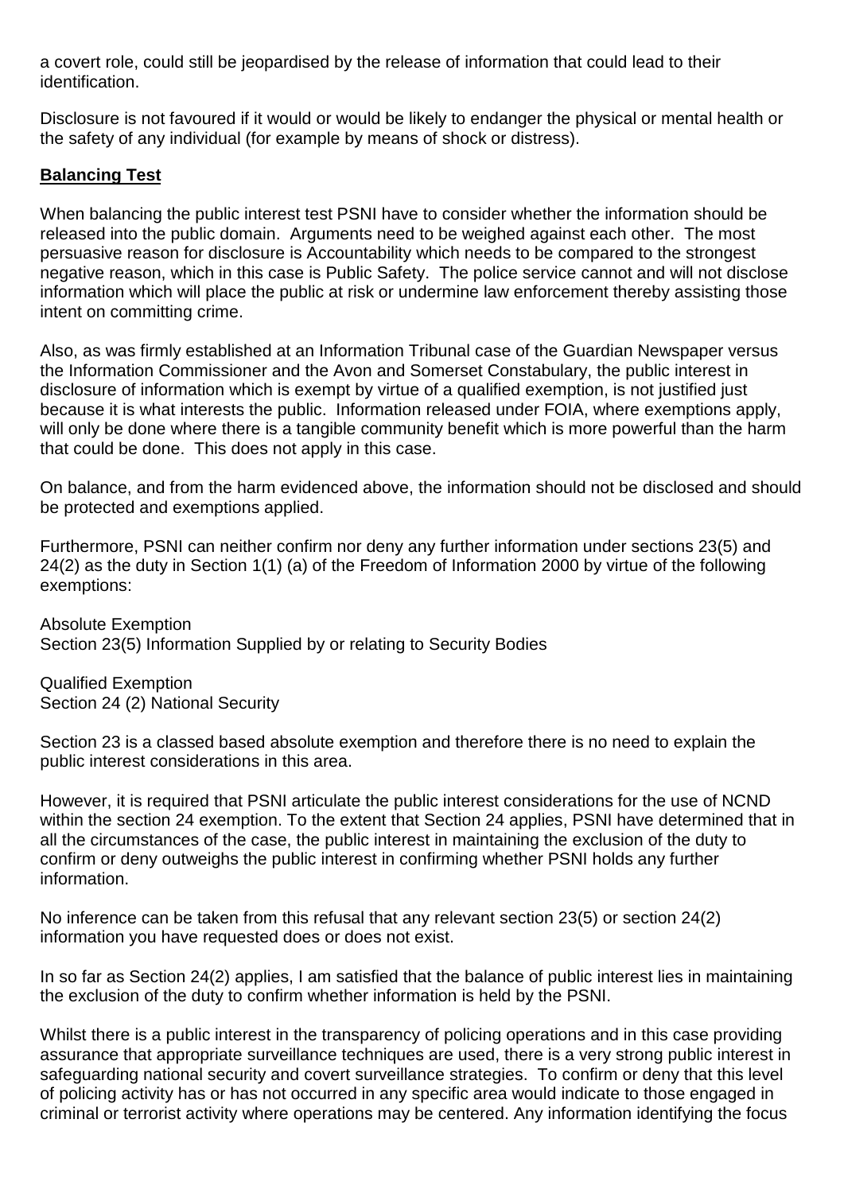a covert role, could still be jeopardised by the release of information that could lead to their identification.

Disclosure is not favoured if it would or would be likely to endanger the physical or mental health or the safety of any individual (for example by means of shock or distress).

**Balancing Test**

When balancing the public interest test PSNI have to consider whether the information should be released into the public domain. Arguments need to be weighed against each other. The most persuasive reason for disclosure is Accountability which needs to be compared to the strongest negative reason, which in this case is Public Safety. The police service cannot and will not disclose information which will place the public at risk or undermine law enforcement thereby assisting those intent on committing crime.

Also, as was firmly established at an Information Tribunal case of the Guardian Newspaper versus the Information Commissioner and the Avon and Somerset Constabulary, the public interest in disclosure of information which is exempt by virtue of a qualified exemption, is not justified just because it is what interests the public. Information released under FOIA, where exemptions apply, will only be done where there is a tangible community benefit which is more powerful than the harm that could be done. This does not apply in this case.

On balance, and from the harm evidenced above, the information should not be disclosed and should be protected and exemptions applied.

Furthermore, PSNI can neither confirm nor deny any further information under sections 23(5) and 24(2) as the duty in Section 1(1) (a) of the Freedom of Information 2000 by virtue of the following exemptions:

Absolute Exemption
Section 23(5) Information Supplied by or relating to Security Bodies

Qualified Exemption
Section 24 (2) National Security

Section 23 is a classed based absolute exemption and therefore there is no need to explain the public interest considerations in this area.

However, it is required that PSNI articulate the public interest considerations for the use of NCND within the section 24 exemption. To the extent that Section 24 applies, PSNI have determined that in all the circumstances of the case, the public interest in maintaining the exclusion of the duty to confirm or deny outweighs the public interest in confirming whether PSNI holds any further information.

No inference can be taken from this refusal that any relevant section 23(5) or section 24(2) information you have requested does or does not exist.

In so far as Section 24(2) applies, I am satisfied that the balance of public interest lies in maintaining the exclusion of the duty to confirm whether information is held by the PSNI.

Whilst there is a public interest in the transparency of policing operations and in this case providing assurance that appropriate surveillance techniques are used, there is a very strong public interest in safeguarding national security and covert surveillance strategies. To confirm or deny that this level of policing activity has or has not occurred in any specific area would indicate to those engaged in criminal or terrorist activity where operations may be centered. Any information identifying the focus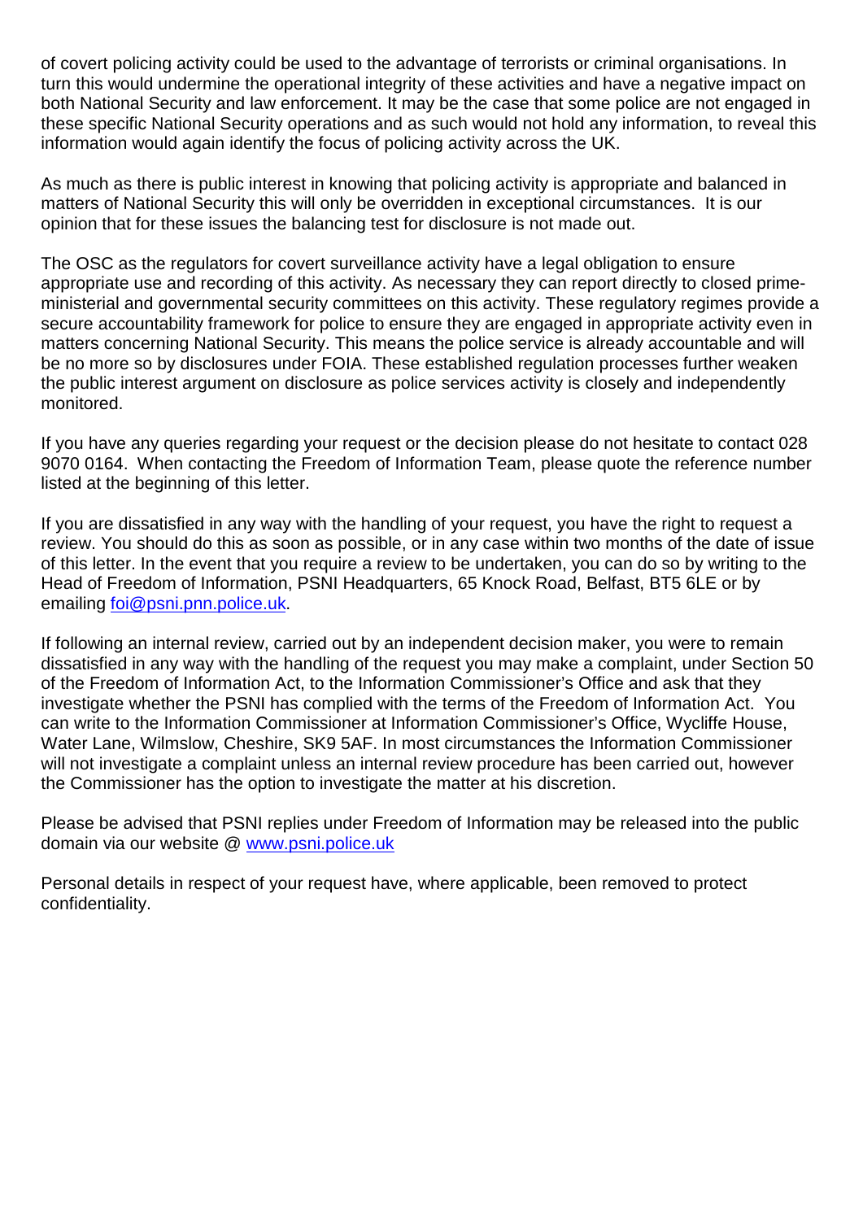of covert policing activity could be used to the advantage of terrorists or criminal organisations. In turn this would undermine the operational integrity of these activities and have a negative impact on both National Security and law enforcement. It may be the case that some police are not engaged in these specific National Security operations and as such would not hold any information, to reveal this information would again identify the focus of policing activity across the UK.

As much as there is public interest in knowing that policing activity is appropriate and balanced in matters of National Security this will only be overridden in exceptional circumstances. It is our opinion that for these issues the balancing test for disclosure is not made out.

The OSC as the regulators for covert surveillance activity have a legal obligation to ensure appropriate use and recording of this activity. As necessary they can report directly to closed prime-ministerial and governmental security committees on this activity. These regulatory regimes provide a secure accountability framework for police to ensure they are engaged in appropriate activity even in matters concerning National Security. This means the police service is already accountable and will be no more so by disclosures under FOIA. These established regulation processes further weaken the public interest argument on disclosure as police services activity is closely and independently monitored.

If you have any queries regarding your request or the decision please do not hesitate to contact 028 9070 0164. When contacting the Freedom of Information Team, please quote the reference number listed at the beginning of this letter.

If you are dissatisfied in any way with the handling of your request, you have the right to request a review. You should do this as soon as possible, or in any case within two months of the date of issue of this letter. In the event that you require a review to be undertaken, you can do so by writing to the Head of Freedom of Information, PSNI Headquarters, 65 Knock Road, Belfast, BT5 6LE or by emailing foi@psni.pnn.police.uk.

If following an internal review, carried out by an independent decision maker, you were to remain dissatisfied in any way with the handling of the request you may make a complaint, under Section 50 of the Freedom of Information Act, to the Information Commissioner's Office and ask that they investigate whether the PSNI has complied with the terms of the Freedom of Information Act. You can write to the Information Commissioner at Information Commissioner's Office, Wycliffe House, Water Lane, Wilmslow, Cheshire, SK9 5AF. In most circumstances the Information Commissioner will not investigate a complaint unless an internal review procedure has been carried out, however the Commissioner has the option to investigate the matter at his discretion.

Please be advised that PSNI replies under Freedom of Information may be released into the public domain via our website @ www.psni.police.uk

Personal details in respect of your request have, where applicable, been removed to protect confidentiality.